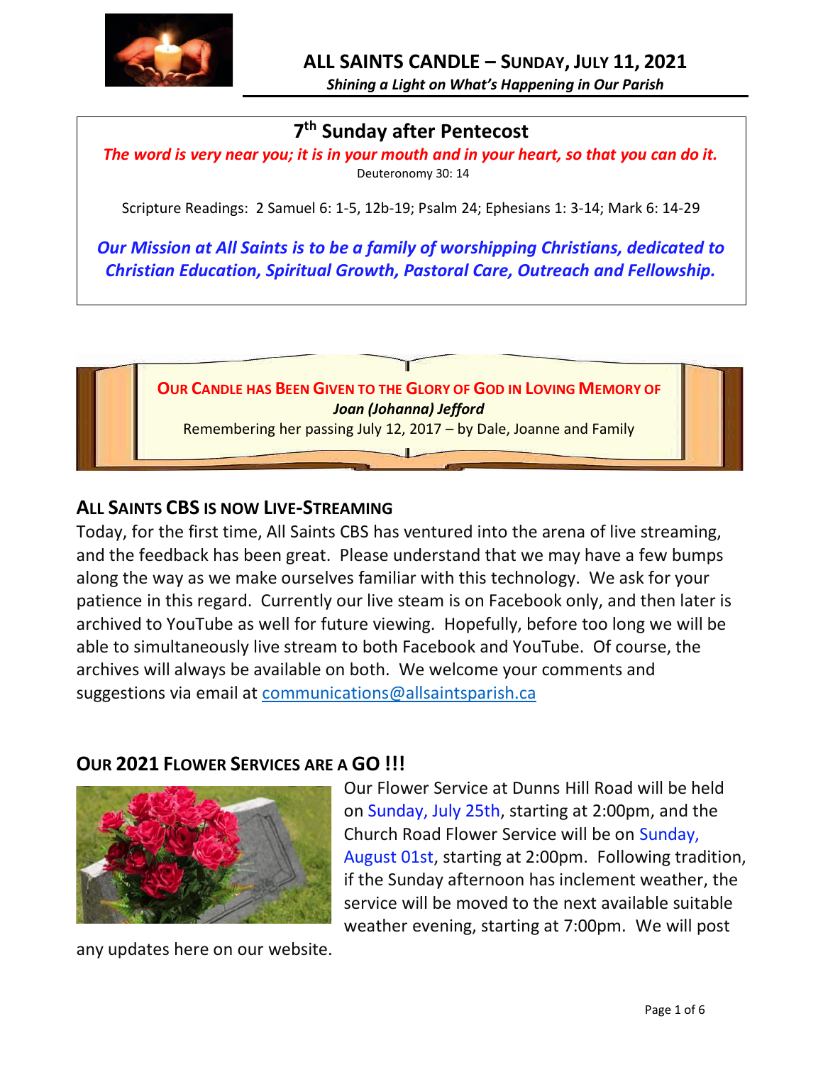# ALL SAINTS CANDLE – SUNDAY, JULY 11, 2021

*Shining a Light on What's Happening in Our Parish*

## 7th Sunday after Pentecost

***The word is very near you; it is in your mouth and in your heart, so that you can do it.***

Deuteronomy 30: 14

Scripture Readings: 2 Samuel 6: 1-5, 12b-19; Psalm 24; Ephesians 1: 3-14; Mark 6: 14-29

***Our Mission at All Saints is to be a family of worshipping Christians, dedicated to Christian Education, Spiritual Growth, Pastoral Care, Outreach and Fellowship.***

**OUR CANDLE HAS BEEN GIVEN TO THE GLORY OF GOD IN LOVING MEMORY OF**

***Joan (Johanna) Jefford***

Remembering her passing July 12, 2017 – by Dale, Joanne and Family

## ALL SAINTS CBS IS NOW LIVE-STREAMING

Today, for the first time, All Saints CBS has ventured into the arena of live streaming, and the feedback has been great. Please understand that we may have a few bumps along the way as we make ourselves familiar with this technology. We ask for your patience in this regard. Currently our live steam is on Facebook only, and then later is archived to YouTube as well for future viewing. Hopefully, before too long we will be able to simultaneously live stream to both Facebook and YouTube. Of course, the archives will always be available on both. We welcome your comments and suggestions via email at communications@allsaintsparish.ca

## OUR 2021 FLOWER SERVICES ARE A GO !!!

Our Flower Service at Dunns Hill Road will be held on Sunday, July 25th, starting at 2:00pm, and the Church Road Flower Service will be on Sunday, August 01st, starting at 2:00pm. Following tradition, if the Sunday afternoon has inclement weather, the service will be moved to the next available suitable weather evening, starting at 7:00pm. We will post any updates here on our website.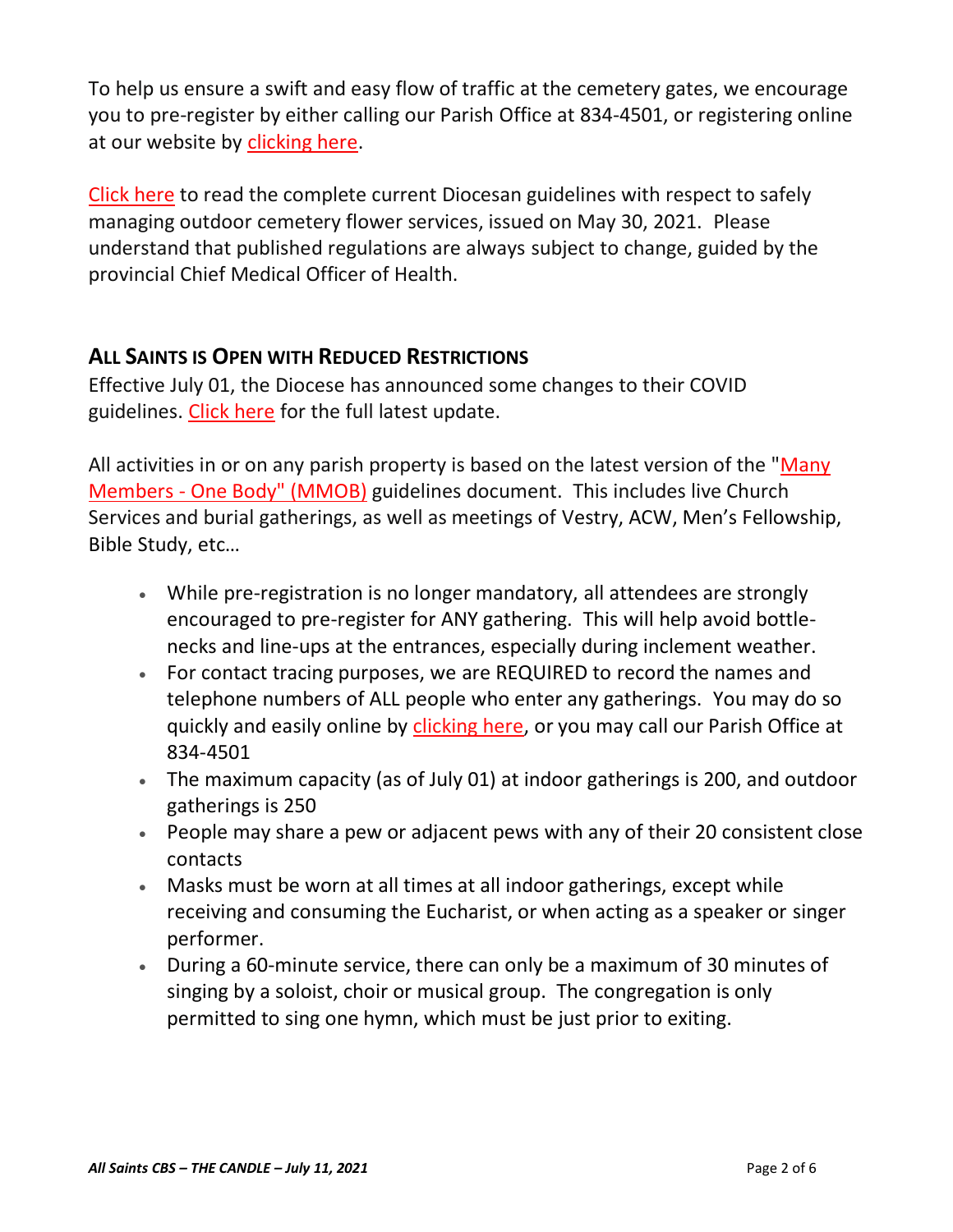To help us ensure a swift and easy flow of traffic at the cemetery gates, we encourage you to pre-register by either calling our Parish Office at 834-4501, or registering online at our website by clicking here.

Click here to read the complete current Diocesan guidelines with respect to safely managing outdoor cemetery flower services, issued on May 30, 2021. Please understand that published regulations are always subject to change, guided by the provincial Chief Medical Officer of Health.

## ALL SAINTS IS OPEN WITH REDUCED RESTRICTIONS

Effective July 01, the Diocese has announced some changes to their COVID guidelines. Click here for the full latest update.

All activities in or on any parish property is based on the latest version of the "Many Members - One Body" (MMOB) guidelines document. This includes live Church Services and burial gatherings, as well as meetings of Vestry, ACW, Men's Fellowship, Bible Study, etc…

- While pre-registration is no longer mandatory, all attendees are strongly encouraged to pre-register for ANY gathering. This will help avoid bottle-necks and line-ups at the entrances, especially during inclement weather.
- For contact tracing purposes, we are REQUIRED to record the names and telephone numbers of ALL people who enter any gatherings. You may do so quickly and easily online by clicking here, or you may call our Parish Office at 834-4501
- The maximum capacity (as of July 01) at indoor gatherings is 200, and outdoor gatherings is 250
- People may share a pew or adjacent pews with any of their 20 consistent close contacts
- Masks must be worn at all times at all indoor gatherings, except while receiving and consuming the Eucharist, or when acting as a speaker or singer performer.
- During a 60-minute service, there can only be a maximum of 30 minutes of singing by a soloist, choir or musical group. The congregation is only permitted to sing one hymn, which must be just prior to exiting.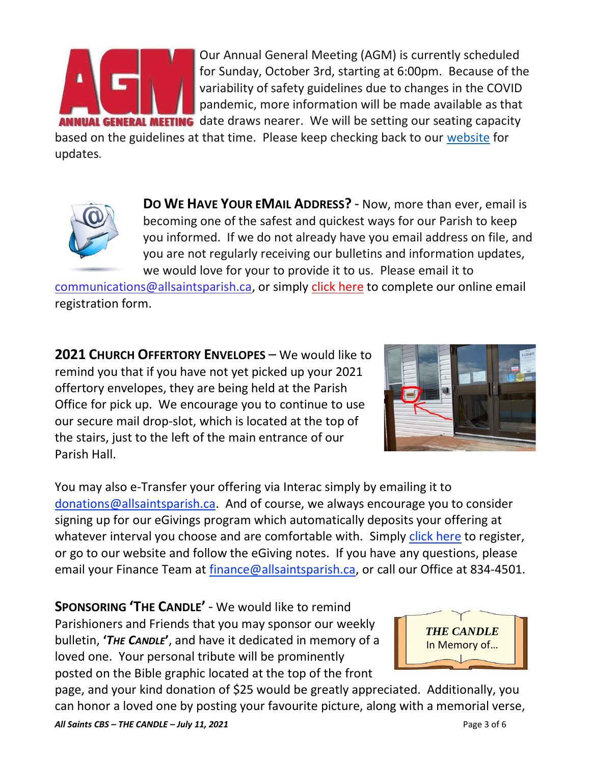Our Annual General Meeting (AGM) is currently scheduled for Sunday, October 3rd, starting at 6:00pm. Because of the variability of safety guidelines due to changes in the COVID pandemic, more information will be made available as that date draws nearer. We will be setting our seating capacity based on the guidelines at that time. Please keep checking back to our website for updates.

**DO WE HAVE YOUR EMAIL ADDRESS?** - Now, more than ever, email is becoming one of the safest and quickest ways for our Parish to keep you informed. If we do not already have you email address on file, and you are not regularly receiving our bulletins and information updates, we would love for your to provide it to us. Please email it to communications@allsaintsparish.ca, or simply click here to complete our online email registration form.

**2021 CHURCH OFFERTORY ENVELOPES** – We would like to remind you that if you have not yet picked up your 2021 offertory envelopes, they are being held at the Parish Office for pick up. We encourage you to continue to use our secure mail drop-slot, which is located at the top of the stairs, just to the left of the main entrance of our Parish Hall.

You may also e-Transfer your offering via Interac simply by emailing it to donations@allsaintsparish.ca. And of course, we always encourage you to consider signing up for our eGivings program which automatically deposits your offering at whatever interval you choose and are comfortable with. Simply click here to register, or go to our website and follow the eGiving notes. If you have any questions, please email your Finance Team at finance@allsaintsparish.ca, or call our Office at 834-4501.

**SPONSORING 'THE CANDLE'** - We would like to remind Parishioners and Friends that you may sponsor our weekly bulletin, ***'THE CANDLE'***, and have it dedicated in memory of a loved one. Your personal tribute will be prominently posted on the Bible graphic located at the top of the front page, and your kind donation of $25 would be greatly appreciated. Additionally, you can honor a loved one by posting your favourite picture, along with a memorial verse,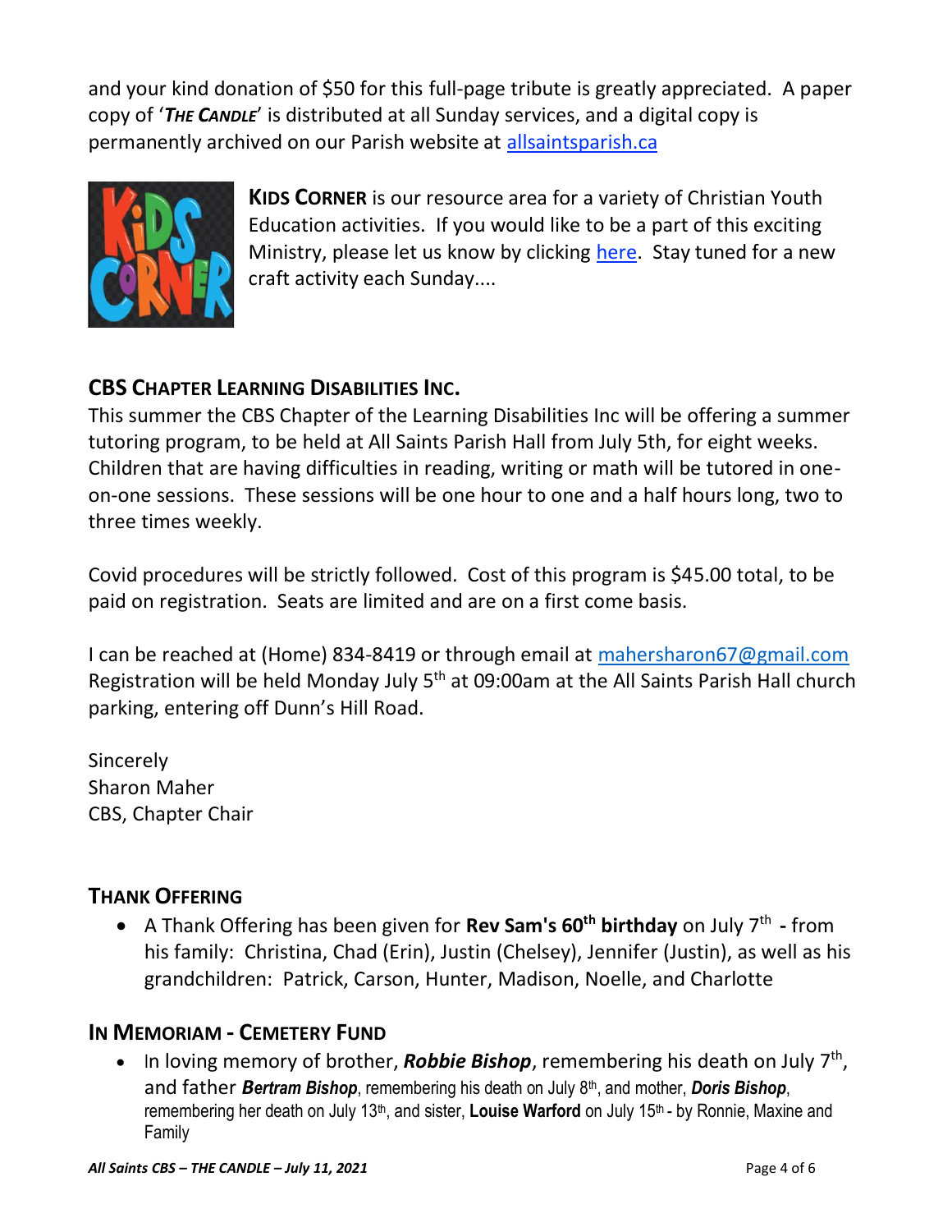and your kind donation of $50 for this full-page tribute is greatly appreciated. A paper copy of '***THE CANDLE***' is distributed at all Sunday services, and a digital copy is permanently archived on our Parish website at allsaintsparish.ca

**KIDS CORNER** is our resource area for a variety of Christian Youth Education activities. If you would like to be a part of this exciting Ministry, please let us know by clicking here. Stay tuned for a new craft activity each Sunday....

## CBS CHAPTER LEARNING DISABILITIES INC.

This summer the CBS Chapter of the Learning Disabilities Inc will be offering a summer tutoring program, to be held at All Saints Parish Hall from July 5th, for eight weeks. Children that are having difficulties in reading, writing or math will be tutored in one-on-one sessions. These sessions will be one hour to one and a half hours long, two to three times weekly.

Covid procedures will be strictly followed. Cost of this program is $45.00 total, to be paid on registration. Seats are limited and are on a first come basis.

I can be reached at (Home) 834-8419 or through email at mahersharon67@gmail.com
Registration will be held Monday July 5th at 09:00am at the All Saints Parish Hall church parking, entering off Dunn's Hill Road.

Sincerely
Sharon Maher
CBS, Chapter Chair

## THANK OFFERING

- A Thank Offering has been given for **Rev Sam's 60th birthday** on July 7th **-** from his family: Christina, Chad (Erin), Justin (Chelsey), Jennifer (Justin), as well as his grandchildren: Patrick, Carson, Hunter, Madison, Noelle, and Charlotte

## IN MEMORIAM - CEMETERY FUND

- In loving memory of brother, ***Robbie Bishop***, remembering his death on July 7th, and father ***Bertram Bishop***, remembering his death on July 8th, and mother, ***Doris Bishop***, remembering her death on July 13th, and sister, **Louise Warford** on July 15th - by Ronnie, Maxine and Family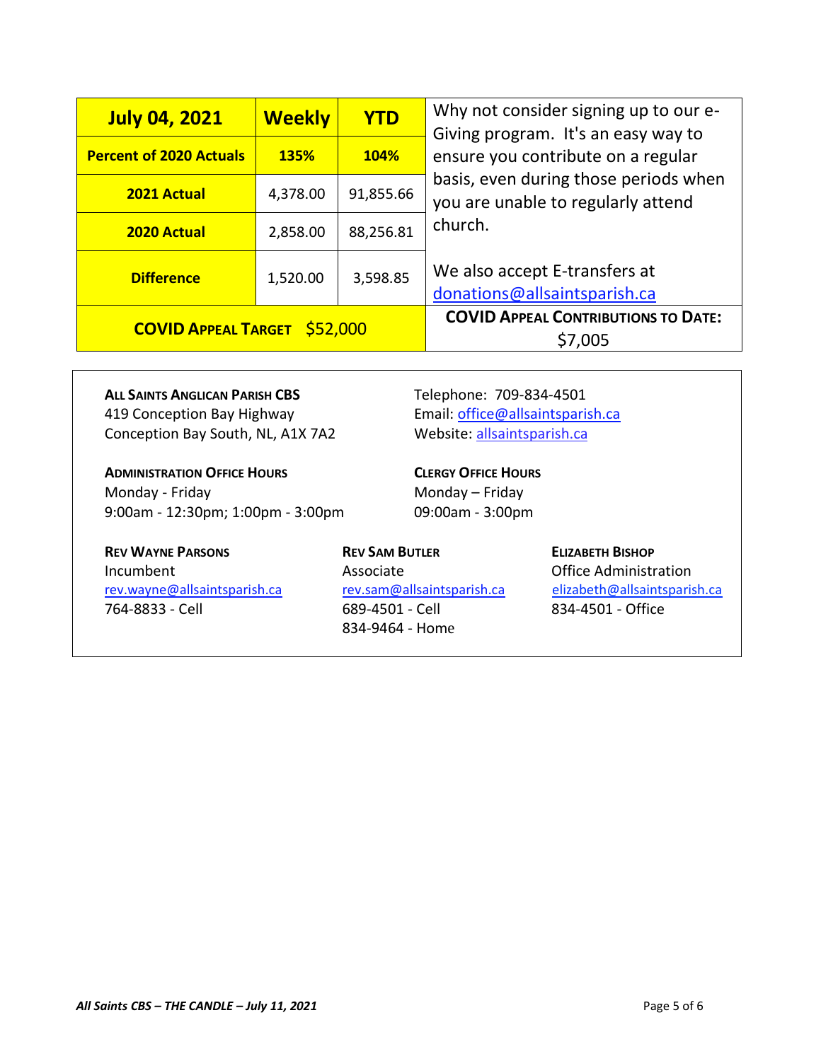| July 04, 2021 | Weekly | YTD |
|---|---|---|
| Percent of 2020 Actuals | 135% | 104% |
| 2021 Actual | 4,378.00 | 91,855.66 |
| 2020 Actual | 2,858.00 | 88,256.81 |
| Difference | 1,520.00 | 3,598.85 |
| **COVID APPEAL TARGET** $52,000 | | |

Why not consider signing up to our e-Giving program. It's an easy way to ensure you contribute on a regular basis, even during those periods when you are unable to regularly attend church.

We also accept E-transfers at donations@allsaintsparish.ca

**COVID APPEAL CONTRIBUTIONS TO DATE:** $7,005

**ALL SAINTS ANGLICAN PARISH CBS**
419 Conception Bay Highway
Conception Bay South, NL, A1X 7A2

Telephone: 709-834-4501
Email: office@allsaintsparish.ca
Website: allsaintsparish.ca

**ADMINISTRATION OFFICE HOURS**
Monday - Friday
9:00am - 12:30pm; 1:00pm - 3:00pm

**CLERGY OFFICE HOURS**
Monday – Friday
09:00am - 3:00pm

**REV WAYNE PARSONS**
Incumbent
rev.wayne@allsaintsparish.ca
764-8833 - Cell

**REV SAM BUTLER**
Associate
rev.sam@allsaintsparish.ca
689-4501 - Cell
834-9464 - Home

**ELIZABETH BISHOP**
Office Administration
elizabeth@allsaintsparish.ca
834-4501 - Office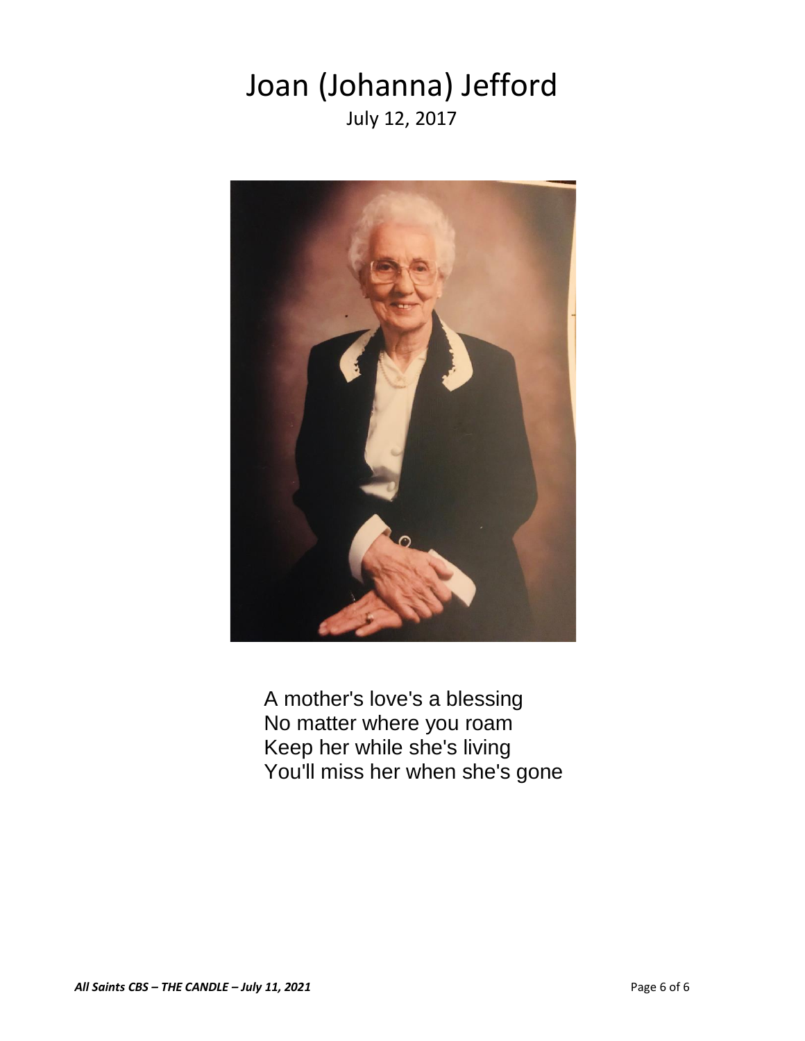# Joan (Johanna) Jefford

July 12, 2017

A mother's love's a blessing  
No matter where you roam  
Keep her while she's living  
You'll miss her when she's gone